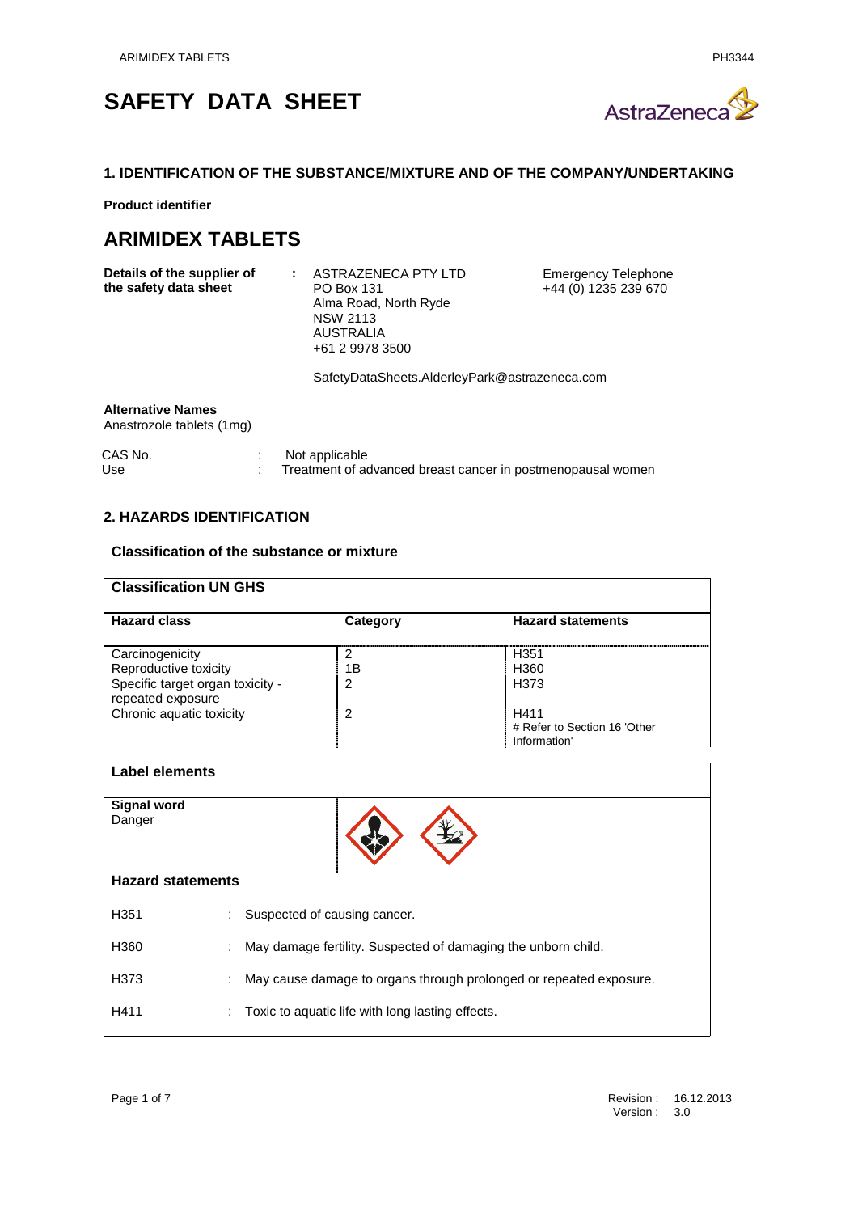# SAFETY DATA SHEET

## 1. IDENTIFICATION OF THE SUBSTANCE/MIXTURE AND OF THE COMPANY/UNDERTAKING

**Product identifier**

# ARIMIDEX TABLETS

**Details of the supplier of the safety data sheet** : ASTRAZENECA PTY LTD
PO Box 131
Alma Road, North Ryde
NSW 2113
AUSTRALIA
+61 2 9978 3500

SafetyDataSheets.AlderleyPark@astrazeneca.com

Emergency Telephone
+44 (0) 1235 239 670

**Alternative Names**
Anastrozole tablets (1mg)

CAS No. : Not applicable
Use : Treatment of advanced breast cancer in postmenopausal women

## 2. HAZARDS IDENTIFICATION

### Classification of the substance or mixture

**Classification UN GHS**

| Hazard class | Category | Hazard statements |
|---|---|---|
| Carcinogenicity | 2 | H351 |
| Reproductive toxicity | 1B | H360 |
| Specific target organ toxicity - repeated exposure | 2 | H373 |
| Chronic aquatic toxicity | 2 | H411<br># Refer to Section 16 'Other Information' |

**Label elements**

**Signal word**
Danger

**Hazard statements**

H351 : Suspected of causing cancer.

H360 : May damage fertility. Suspected of damaging the unborn child.

H373 : May cause damage to organs through prolonged or repeated exposure.

H411 : Toxic to aquatic life with long lasting effects.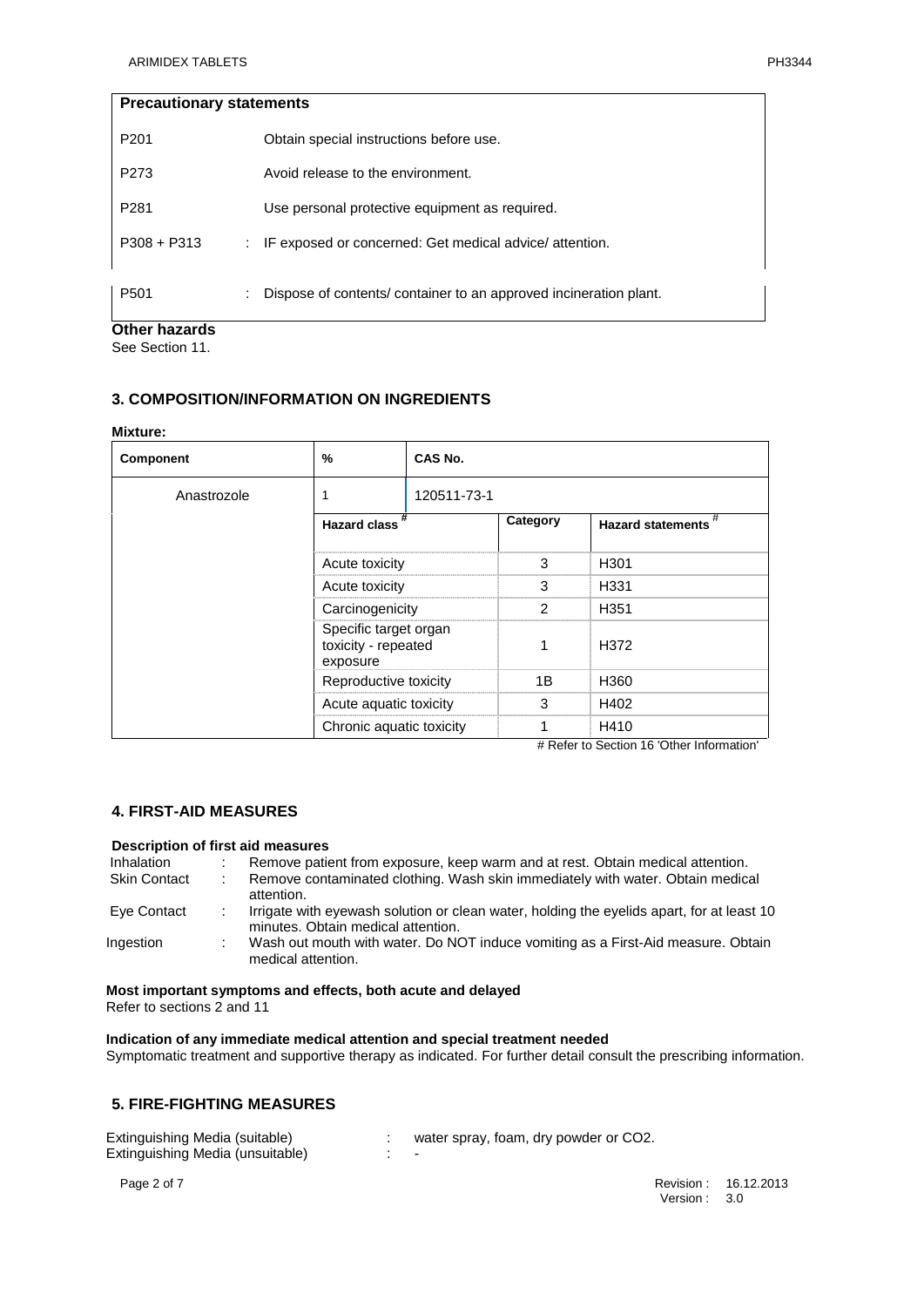| Precautionary statements | |
|---|---|
| P201 | Obtain special instructions before use. |
| P273 | Avoid release to the environment. |
| P281 | Use personal protective equipment as required. |
| P308 + P313 | : IF exposed or concerned: Get medical advice/ attention. |
| P501 | : Dispose of contents/ container to an approved incineration plant. |

**Other hazards**

See Section 11.

## 3. COMPOSITION/INFORMATION ON INGREDIENTS

**Mixture:**

| Component | % | CAS No. | | |
|---|---|---|---|---|
| Anastrozole | 1 | 120511-73-1 | | |
| | Hazard class # | | Category | Hazard statements # |
| | Acute toxicity | | 3 | H301 |
| | Acute toxicity | | 3 | H331 |
| | Carcinogenicity | | 2 | H351 |
| | Specific target organ toxicity - repeated exposure | | 1 | H372 |
| | Reproductive toxicity | | 1B | H360 |
| | Acute aquatic toxicity | | 3 | H402 |
| | Chronic aquatic toxicity | | 1 | H410 |

# Refer to Section 16 'Other Information'

## 4. FIRST-AID MEASURES

**Description of first aid measures**

| | |
|---|---|
| Inhalation | : Remove patient from exposure, keep warm and at rest. Obtain medical attention. |
| Skin Contact | : Remove contaminated clothing. Wash skin immediately with water. Obtain medical attention. |
| Eye Contact | : Irrigate with eyewash solution or clean water, holding the eyelids apart, for at least 10 minutes. Obtain medical attention. |
| Ingestion | : Wash out mouth with water. Do NOT induce vomiting as a First-Aid measure. Obtain medical attention. |

**Most important symptoms and effects, both acute and delayed**

Refer to sections 2 and 11

**Indication of any immediate medical attention and special treatment needed**

Symptomatic treatment and supportive therapy as indicated. For further detail consult the prescribing information.

## 5. FIRE-FIGHTING MEASURES

| | |
|---|---|
| Extinguishing Media (suitable) | : water spray, foam, dry powder or $CO_2$. |
| Extinguishing Media (unsuitable) | : - |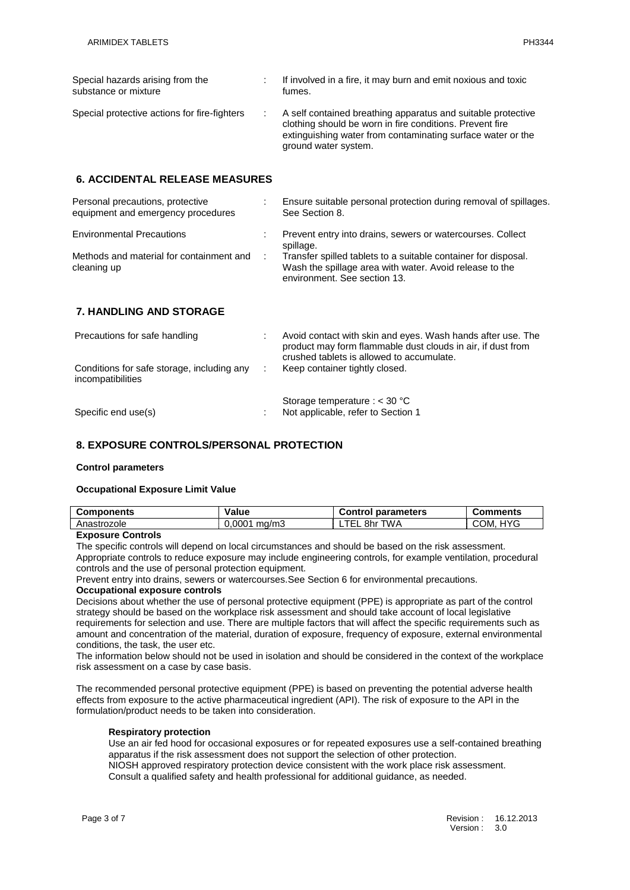| | | |
|---|---|---|
| Special hazards arising from the substance or mixture | : | If involved in a fire, it may burn and emit noxious and toxic fumes. |
| Special protective actions for fire-fighters | : | A self contained breathing apparatus and suitable protective clothing should be worn in fire conditions. Prevent fire extinguishing water from contaminating surface water or the ground water system. |

## 6. ACCIDENTAL RELEASE MEASURES

| | | |
|---|---|---|
| Personal precautions, protective equipment and emergency procedures | : | Ensure suitable personal protection during removal of spillages. See Section 8. |
| Environmental Precautions | : | Prevent entry into drains, sewers or watercourses. Collect spillage. |
| Methods and material for containment and cleaning up | : | Transfer spilled tablets to a suitable container for disposal. Wash the spillage area with water. Avoid release to the environment. See section 13. |

## 7. HANDLING AND STORAGE

| | | |
|---|---|---|
| Precautions for safe handling | : | Avoid contact with skin and eyes. Wash hands after use. The product may form flammable dust clouds in air, if dust from crushed tablets is allowed to accumulate. |
| Conditions for safe storage, including any incompatibilities | : | Keep container tightly closed.<br><br>Storage temperature : < 30 °C |
| Specific end use(s) | : | Not applicable, refer to Section 1 |

## 8. EXPOSURE CONTROLS/PERSONAL PROTECTION

**Control parameters**

**Occupational Exposure Limit Value**

| Components | Value | Control parameters | Comments |
|---|---|---|---|
| Anastrozole | 0,0001 mg/m3 | LTEL 8hr TWA | COM, HYG |

**Exposure Controls**

The specific controls will depend on local circumstances and should be based on the risk assessment. Appropriate controls to reduce exposure may include engineering controls, for example ventilation, procedural controls and the use of personal protection equipment.

Prevent entry into drains, sewers or watercourses.See Section 6 for environmental precautions.

**Occupational exposure controls**

Decisions about whether the use of personal protective equipment (PPE) is appropriate as part of the control strategy should be based on the workplace risk assessment and should take account of local legislative requirements for selection and use. There are multiple factors that will affect the specific requirements such as amount and concentration of the material, duration of exposure, frequency of exposure, external environmental conditions, the task, the user etc.

The information below should not be used in isolation and should be considered in the context of the workplace risk assessment on a case by case basis.

The recommended personal protective equipment (PPE) is based on preventing the potential adverse health effects from exposure to the active pharmaceutical ingredient (API). The risk of exposure to the API in the formulation/product needs to be taken into consideration.

**Respiratory protection**

Use an air fed hood for occasional exposures or for repeated exposures use a self-contained breathing apparatus if the risk assessment does not support the selection of other protection.
NIOSH approved respiratory protection device consistent with the work place risk assessment.
Consult a qualified safety and health professional for additional guidance, as needed.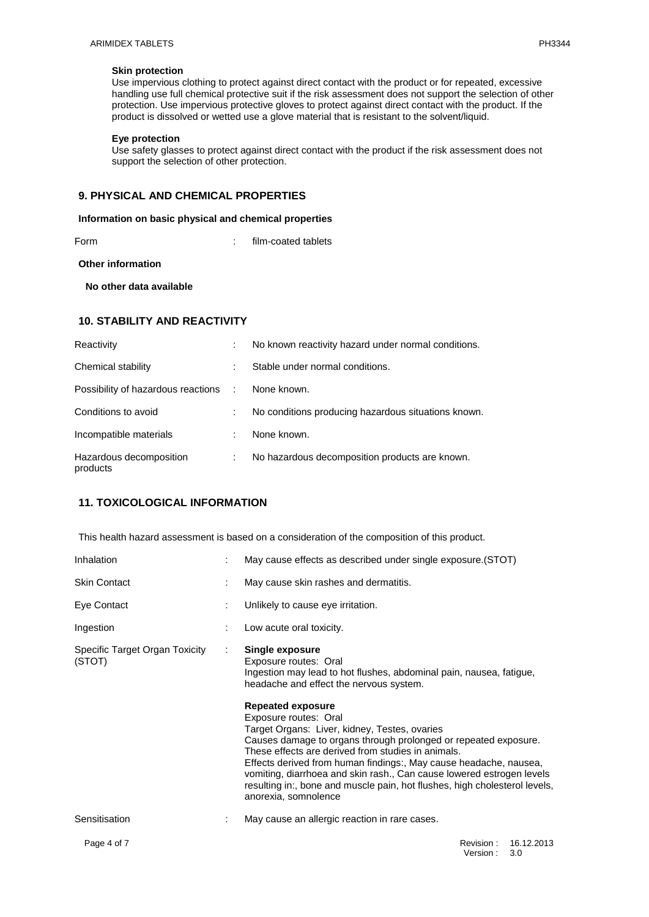**Skin protection**

Use impervious clothing to protect against direct contact with the product or for repeated, excessive handling use full chemical protective suit if the risk assessment does not support the selection of other protection. Use impervious protective gloves to protect against direct contact with the product. If the product is dissolved or wetted use a glove material that is resistant to the solvent/liquid.

**Eye protection**

Use safety glasses to protect against direct contact with the product if the risk assessment does not support the selection of other protection.

## 9. PHYSICAL AND CHEMICAL PROPERTIES

**Information on basic physical and chemical properties**

| | | |
|---|---|---|
| Form | : | film-coated tablets |

**Other information**

**No other data available**

## 10. STABILITY AND REACTIVITY

| | | |
|---|---|---|
| Reactivity | : | No known reactivity hazard under normal conditions. |
| Chemical stability | : | Stable under normal conditions. |
| Possibility of hazardous reactions | : | None known. |
| Conditions to avoid | : | No conditions producing hazardous situations known. |
| Incompatible materials | : | None known. |
| Hazardous decomposition products | : | No hazardous decomposition products are known. |

## 11. TOXICOLOGICAL INFORMATION

This health hazard assessment is based on a consideration of the composition of this product.

| | | |
|---|---|---|
| Inhalation | : | May cause effects as described under single exposure.(STOT) |
| Skin Contact | : | May cause skin rashes and dermatitis. |
| Eye Contact | : | Unlikely to cause eye irritation. |
| Ingestion | : | Low acute oral toxicity. |
| Specific Target Organ Toxicity (STOT) | : | **Single exposure**<br>Exposure routes: Oral<br>Ingestion may lead to hot flushes, abdominal pain, nausea, fatigue, headache and effect the nervous system.<br><br>**Repeated exposure**<br>Exposure routes: Oral<br>Target Organs: Liver, kidney, Testes, ovaries<br>Causes damage to organs through prolonged or repeated exposure. These effects are derived from studies in animals.<br>Effects derived from human findings:, May cause headache, nausea, vomiting, diarrhoea and skin rash., Can cause lowered estrogen levels resulting in:, bone and muscle pain, hot flushes, high cholesterol levels, anorexia, somnolence |
| Sensitisation | : | May cause an allergic reaction in rare cases. |

Revision : 16.12.2013
Version : 3.0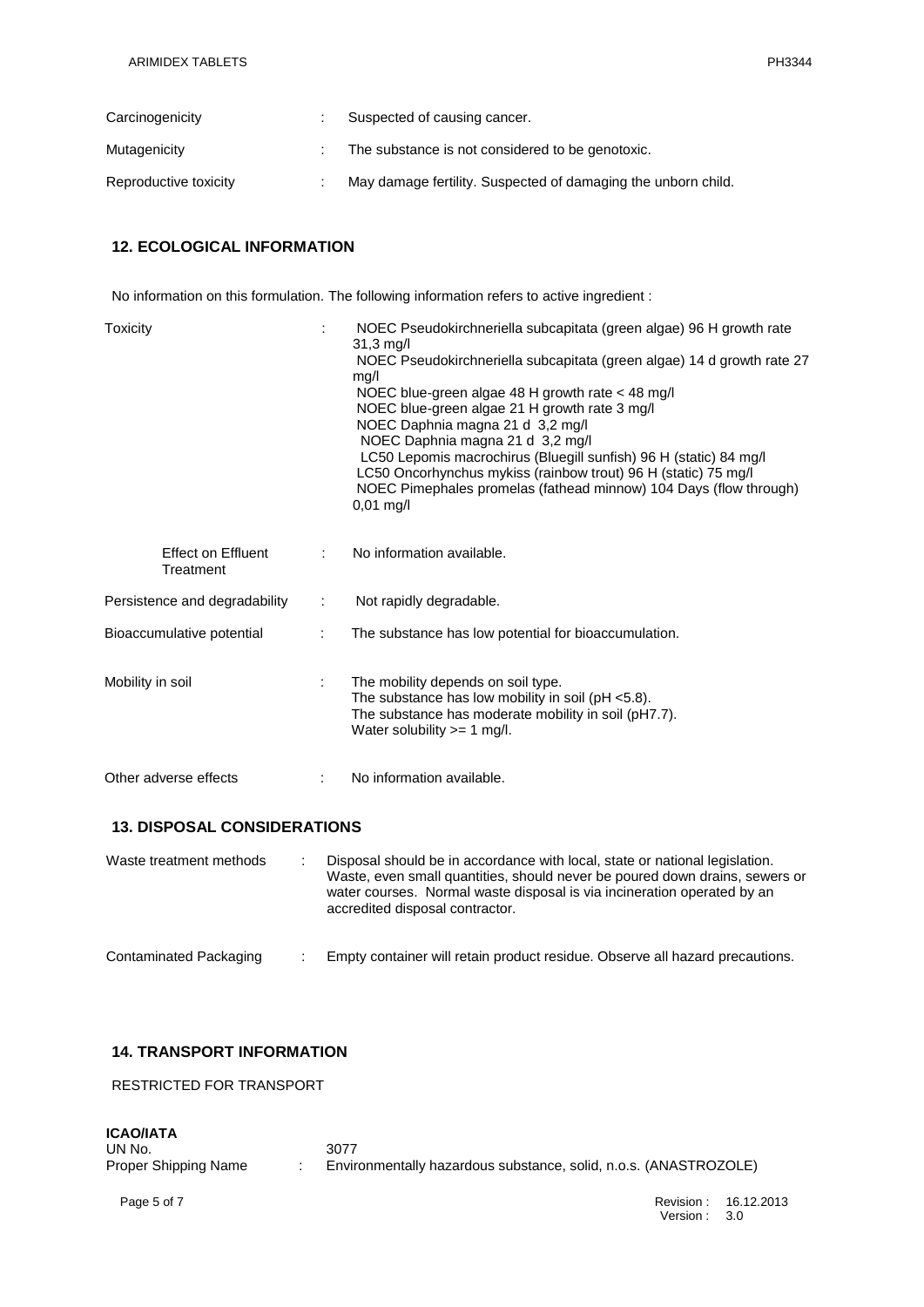| | | |
|---|---|---|
| Carcinogenicity | : | Suspected of causing cancer. |
| Mutagenicity | : | The substance is not considered to be genotoxic. |
| Reproductive toxicity | : | May damage fertility. Suspected of damaging the unborn child. |

## 12. ECOLOGICAL INFORMATION

No information on this formulation. The following information refers to active ingredient :

| | | |
|---|---|---|
| Toxicity | : | NOEC Pseudokirchneriella subcapitata (green algae) 96 H growth rate 31,3 mg/l<br>NOEC Pseudokirchneriella subcapitata (green algae) 14 d growth rate 27 mg/l<br>NOEC blue-green algae 48 H growth rate < 48 mg/l<br>NOEC blue-green algae 21 H growth rate 3 mg/l<br>NOEC Daphnia magna 21 d 3,2 mg/l<br>NOEC Daphnia magna 21 d 3,2 mg/l<br>LC50 Lepomis macrochirus (Bluegill sunfish) 96 H (static) 84 mg/l<br>LC50 Oncorhynchus mykiss (rainbow trout) 96 H (static) 75 mg/l<br>NOEC Pimephales promelas (fathead minnow) 104 Days (flow through) 0,01 mg/l |
| Effect on Effluent Treatment | : | No information available. |
| Persistence and degradability | : | Not rapidly degradable. |
| Bioaccumulative potential | : | The substance has low potential for bioaccumulation. |
| Mobility in soil | : | The mobility depends on soil type.<br>The substance has low mobility in soil (pH <5.8).<br>The substance has moderate mobility in soil (pH7.7).<br>Water solubility >= 1 mg/l. |
| Other adverse effects | : | No information available. |

## 13. DISPOSAL CONSIDERATIONS

| | | |
|---|---|---|
| Waste treatment methods | : | Disposal should be in accordance with local, state or national legislation. Waste, even small quantities, should never be poured down drains, sewers or water courses. Normal waste disposal is via incineration operated by an accredited disposal contractor. |
| Contaminated Packaging | : | Empty container will retain product residue. Observe all hazard precautions. |

## 14. TRANSPORT INFORMATION

RESTRICTED FOR TRANSPORT

**ICAO/IATA**

| | | |
|---|---|---|
| UN No. | | 3077 |
| Proper Shipping Name | : | Environmentally hazardous substance, solid, n.o.s. (ANASTROZOLE) |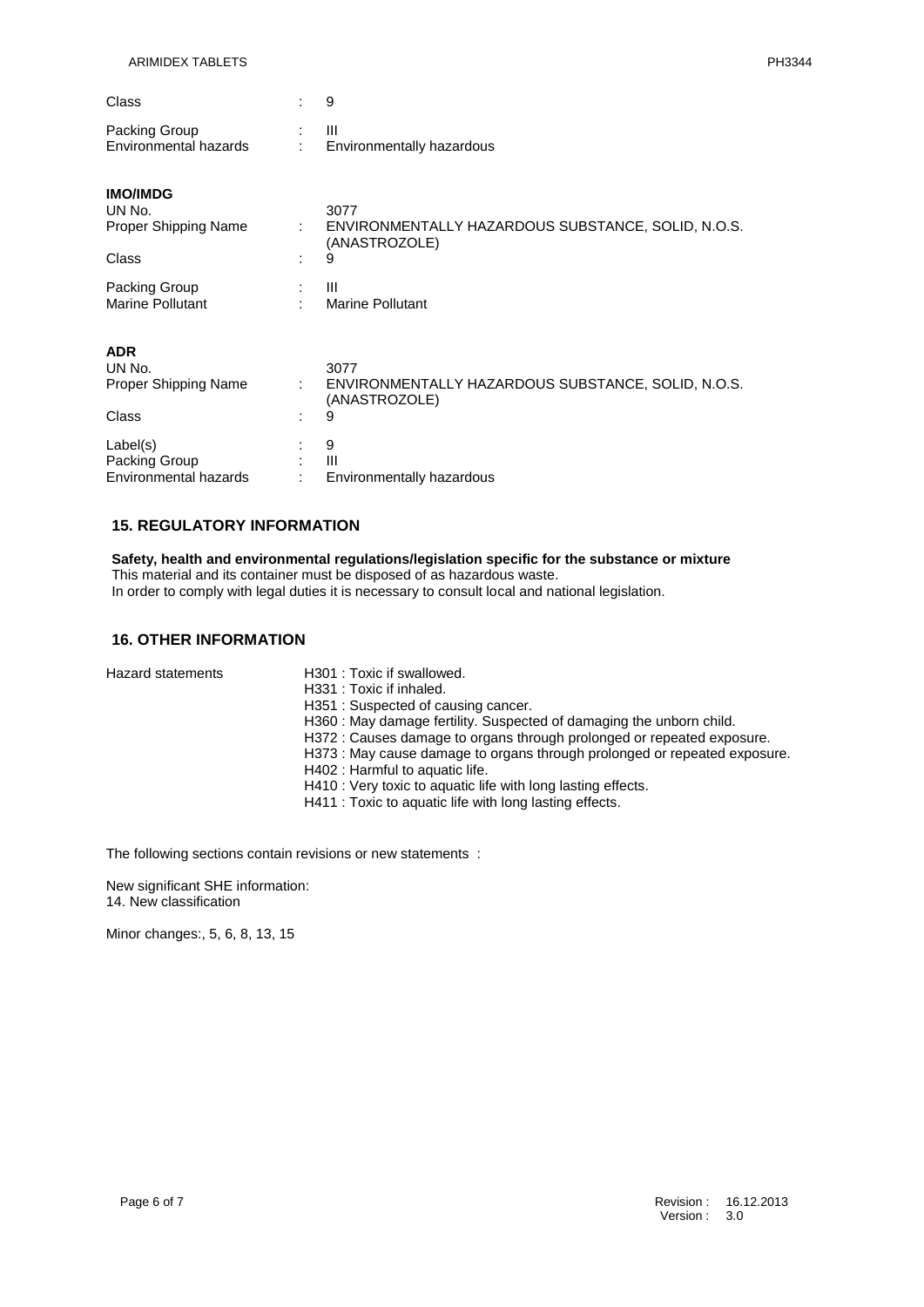| | | |
|---|---|---|
| Class | : | 9 |
| Packing Group | : | III |
| Environmental hazards | : | Environmentally hazardous |

**IMO/IMDG**

| | | |
|---|---|---|
| UN No. | | 3077 |
| Proper Shipping Name | : | ENVIRONMENTALLY HAZARDOUS SUBSTANCE, SOLID, N.O.S. (ANASTROZOLE) |
| Class | : | 9 |
| Packing Group | : | III |
| Marine Pollutant | : | Marine Pollutant |

**ADR**

| | | |
|---|---|---|
| UN No. | | 3077 |
| Proper Shipping Name | : | ENVIRONMENTALLY HAZARDOUS SUBSTANCE, SOLID, N.O.S. (ANASTROZOLE) |
| Class | : | 9 |
| Label(s) | : | 9 |
| Packing Group | : | III |
| Environmental hazards | : | Environmentally hazardous |

## 15. REGULATORY INFORMATION

**Safety, health and environmental regulations/legislation specific for the substance or mixture**
This material and its container must be disposed of as hazardous waste.
In order to comply with legal duties it is necessary to consult local and national legislation.

## 16. OTHER INFORMATION

Hazard statements

- H301 : Toxic if swallowed.
- H331 : Toxic if inhaled.
- H351 : Suspected of causing cancer.
- H360 : May damage fertility. Suspected of damaging the unborn child.
- H372 : Causes damage to organs through prolonged or repeated exposure.
- H373 : May cause damage to organs through prolonged or repeated exposure.
- H402 : Harmful to aquatic life.
- H410 : Very toxic to aquatic life with long lasting effects.
- H411 : Toxic to aquatic life with long lasting effects.

The following sections contain revisions or new statements :

New significant SHE information:
14. New classification

Minor changes:, 5, 6, 8, 13, 15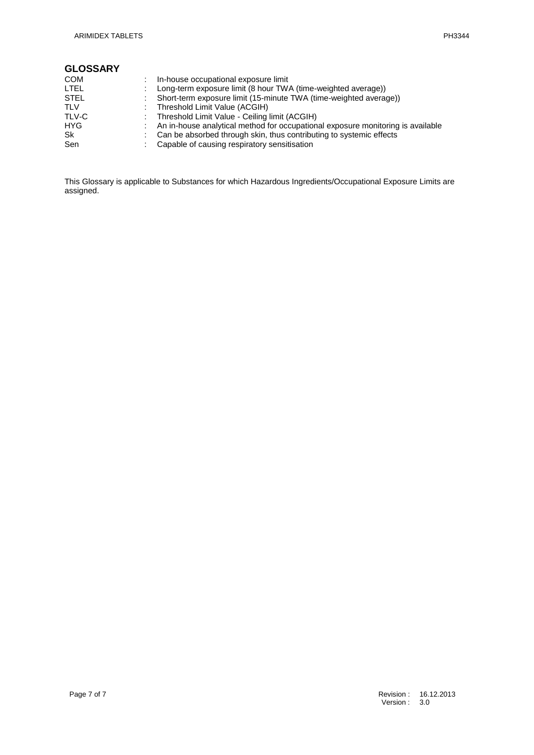## GLOSSARY

| | | |
|---|---|---|
| COM | : | In-house occupational exposure limit |
| LTEL | : | Long-term exposure limit (8 hour TWA (time-weighted average)) |
| STEL | : | Short-term exposure limit (15-minute TWA (time-weighted average)) |
| TLV | : | Threshold Limit Value (ACGIH) |
| TLV-C | : | Threshold Limit Value - Ceiling limit (ACGIH) |
| HYG | : | An in-house analytical method for occupational exposure monitoring is available |
| Sk | : | Can be absorbed through skin, thus contributing to systemic effects |
| Sen | : | Capable of causing respiratory sensitisation |

This Glossary is applicable to Substances for which Hazardous Ingredients/Occupational Exposure Limits are assigned.

Revision : 16.12.2013
Version : 3.0